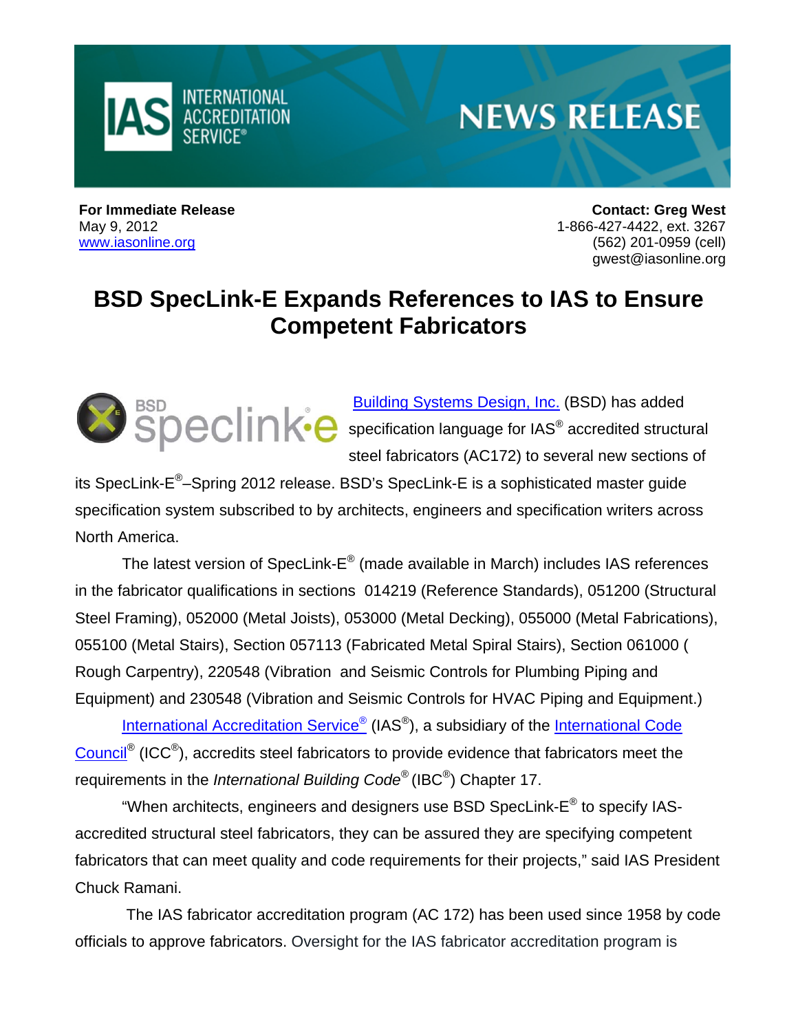INTERNATIONAL ACCREDITATION SERVICE®

**NEWS RELEASE**

**For Immediate Release**
May 9, 2012
www.iasonline.org

**Contact: Greg West**
1-866-427-4422, ext. 3267
(562) 201-0959 (cell)
gwest@iasonline.org

# BSD SpecLink-E Expands References to IAS to Ensure Competent Fabricators

Building Systems Design, Inc. (BSD) has added specification language for IAS® accredited structural steel fabricators (AC172) to several new sections of its SpecLink-E®–Spring 2012 release. BSD's SpecLink-E is a sophisticated master guide specification system subscribed to by architects, engineers and specification writers across North America.

The latest version of SpecLink-E® (made available in March) includes IAS references in the fabricator qualifications in sections 014219 (Reference Standards), 051200 (Structural Steel Framing), 052000 (Metal Joists), 053000 (Metal Decking), 055000 (Metal Fabrications), 055100 (Metal Stairs), Section 057113 (Fabricated Metal Spiral Stairs), Section 061000 ( Rough Carpentry), 220548 (Vibration and Seismic Controls for Plumbing Piping and Equipment) and 230548 (Vibration and Seismic Controls for HVAC Piping and Equipment.)

International Accreditation Service® (IAS®), a subsidiary of the International Code Council® (ICC®), accredits steel fabricators to provide evidence that fabricators meet the requirements in the *International Building Code*® (IBC®) Chapter 17.

"When architects, engineers and designers use BSD SpecLink-E® to specify IAS-accredited structural steel fabricators, they can be assured they are specifying competent fabricators that can meet quality and code requirements for their projects," said IAS President Chuck Ramani.

The IAS fabricator accreditation program (AC 172) has been used since 1958 by code officials to approve fabricators. Oversight for the IAS fabricator accreditation program is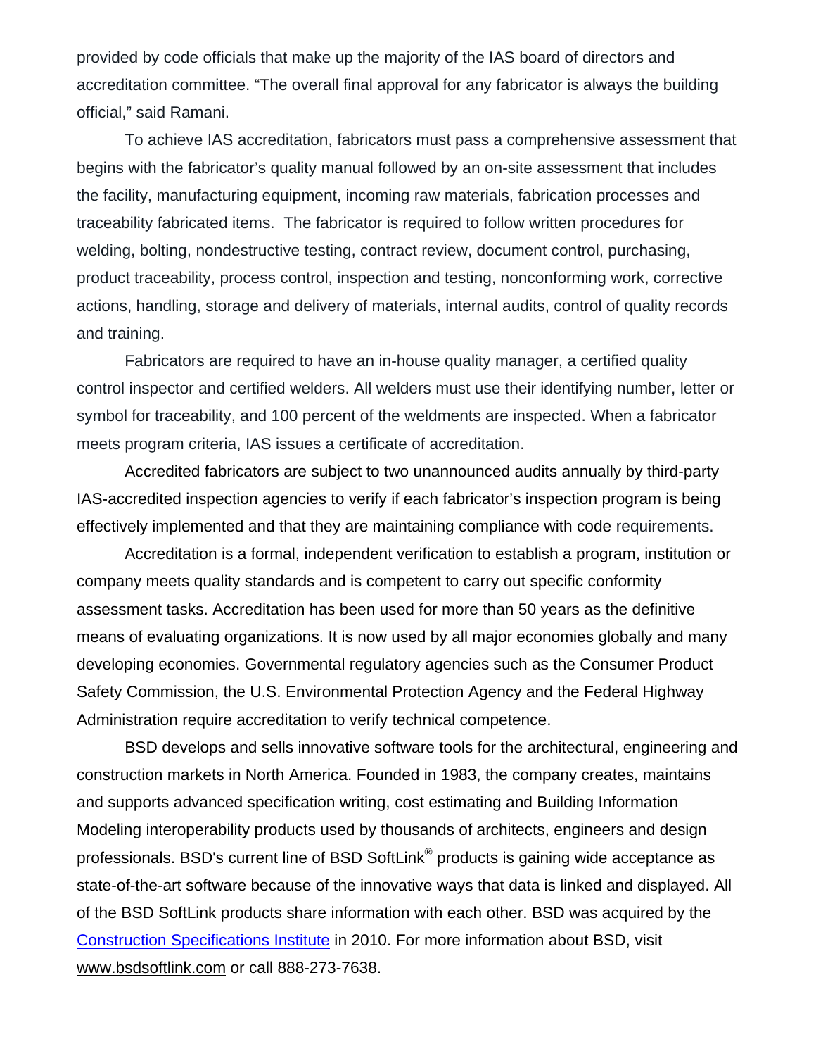provided by code officials that make up the majority of the IAS board of directors and accreditation committee. "The overall final approval for any fabricator is always the building official," said Ramani.

To achieve IAS accreditation, fabricators must pass a comprehensive assessment that begins with the fabricator's quality manual followed by an on-site assessment that includes the facility, manufacturing equipment, incoming raw materials, fabrication processes and traceability fabricated items. The fabricator is required to follow written procedures for welding, bolting, nondestructive testing, contract review, document control, purchasing, product traceability, process control, inspection and testing, nonconforming work, corrective actions, handling, storage and delivery of materials, internal audits, control of quality records and training.

Fabricators are required to have an in-house quality manager, a certified quality control inspector and certified welders. All welders must use their identifying number, letter or symbol for traceability, and 100 percent of the weldments are inspected. When a fabricator meets program criteria, IAS issues a certificate of accreditation.

Accredited fabricators are subject to two unannounced audits annually by third-party IAS-accredited inspection agencies to verify if each fabricator's inspection program is being effectively implemented and that they are maintaining compliance with code requirements.

Accreditation is a formal, independent verification to establish a program, institution or company meets quality standards and is competent to carry out specific conformity assessment tasks. Accreditation has been used for more than 50 years as the definitive means of evaluating organizations. It is now used by all major economies globally and many developing economies. Governmental regulatory agencies such as the Consumer Product Safety Commission, the U.S. Environmental Protection Agency and the Federal Highway Administration require accreditation to verify technical competence.

BSD develops and sells innovative software tools for the architectural, engineering and construction markets in North America. Founded in 1983, the company creates, maintains and supports advanced specification writing, cost estimating and Building Information Modeling interoperability products used by thousands of architects, engineers and design professionals. BSD's current line of BSD SoftLink® products is gaining wide acceptance as state-of-the-art software because of the innovative ways that data is linked and displayed. All of the BSD SoftLink products share information with each other. BSD was acquired by the Construction Specifications Institute in 2010. For more information about BSD, visit www.bsdsoftlink.com or call 888-273-7638.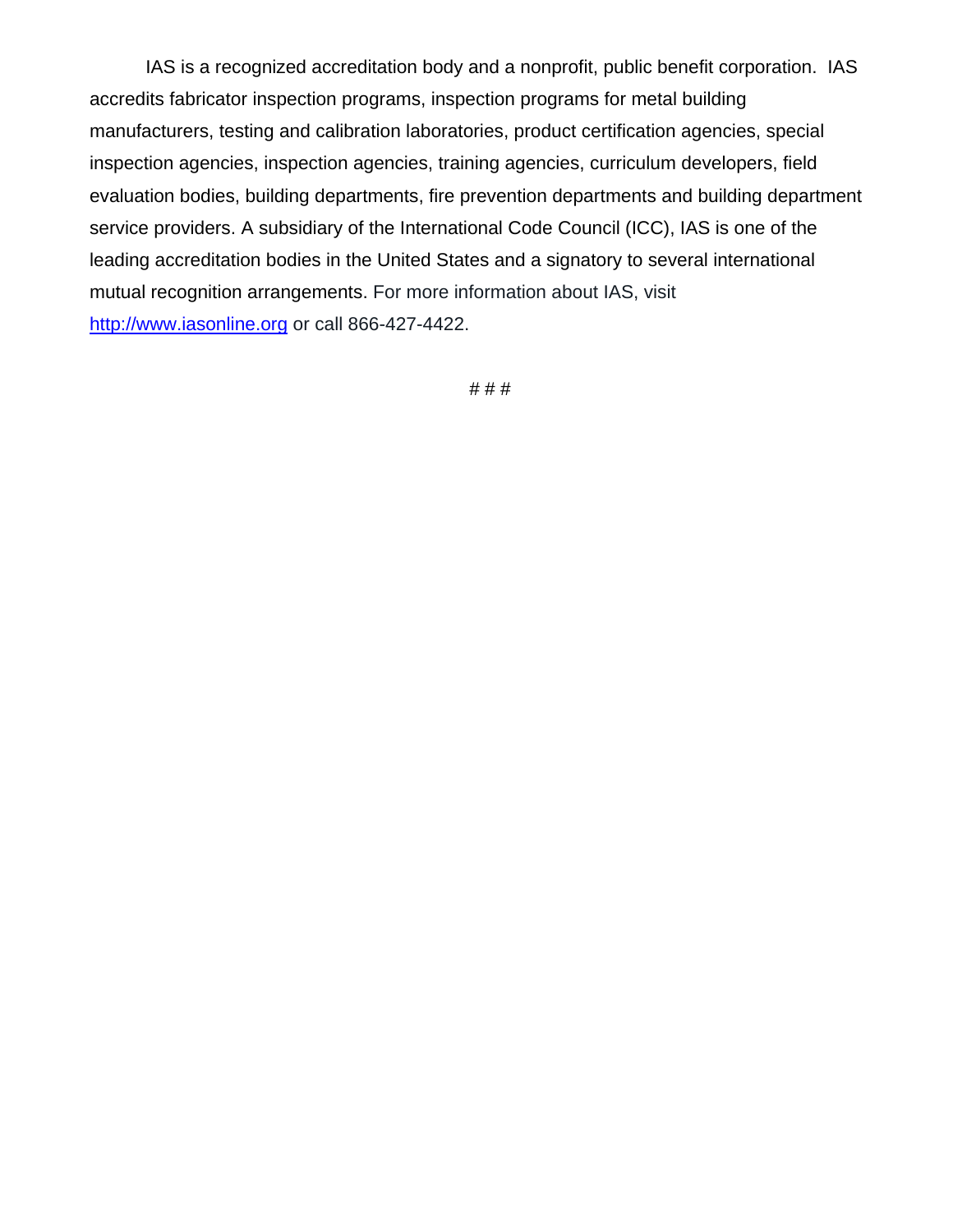IAS is a recognized accreditation body and a nonprofit, public benefit corporation.  IAS accredits fabricator inspection programs, inspection programs for metal building manufacturers, testing and calibration laboratories, product certification agencies, special inspection agencies, inspection agencies, training agencies, curriculum developers, field evaluation bodies, building departments, fire prevention departments and building department service providers. A subsidiary of the International Code Council (ICC), IAS is one of the leading accreditation bodies in the United States and a signatory to several international mutual recognition arrangements. For more information about IAS, visit [http://www.iasonline.org](http://www.iasonline.org) or call 866-427-4422.

# # #